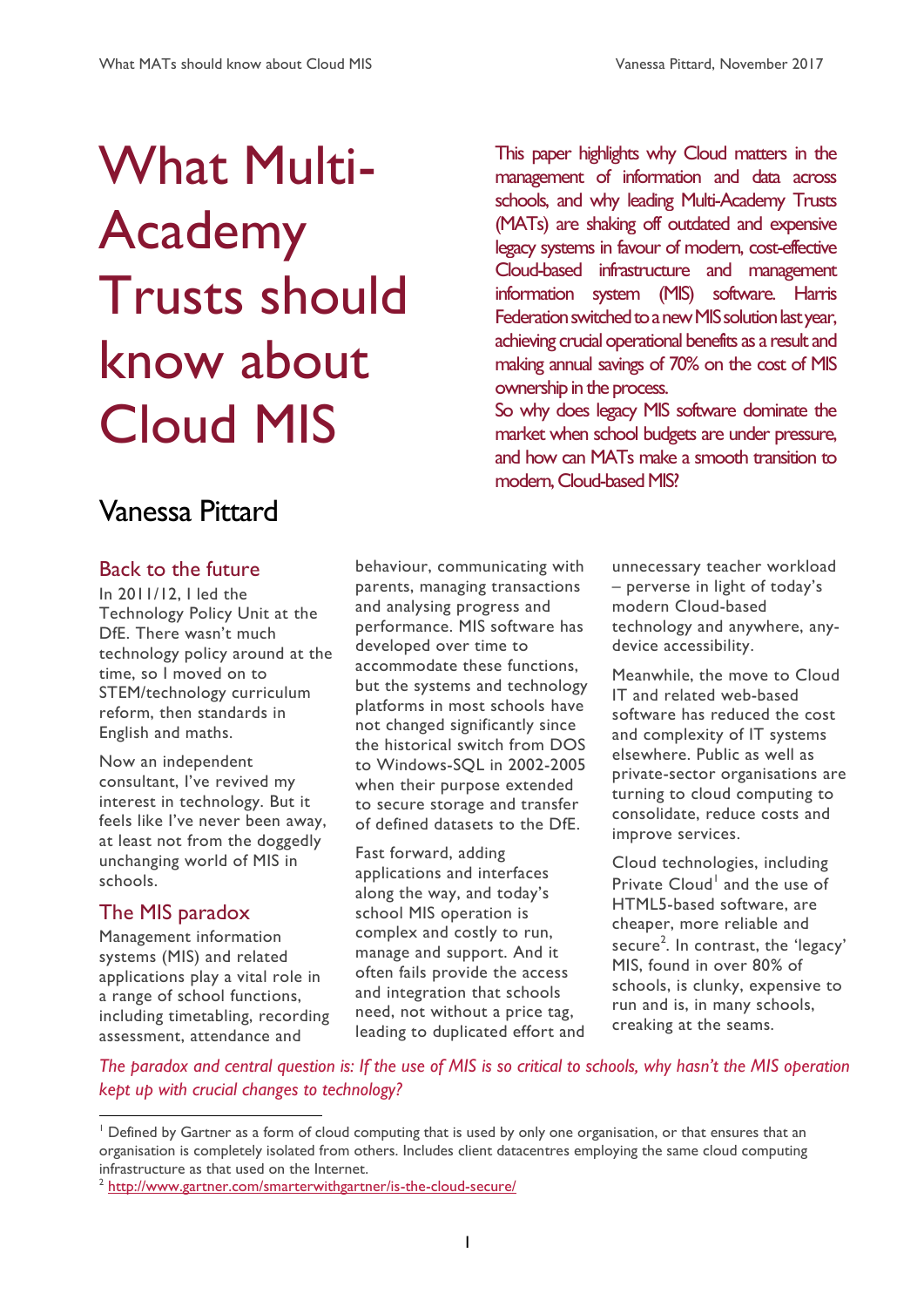# What Multi-Academy Trusts should know about Cloud MIS

This paper highlights why Cloud matters in the management of information and data across schools, and why leading Multi-Academy Trusts (MATs) are shaking off outdated and expensive legacy systems in favour of modern, cost-effective Cloud-based infrastructure and management information system (MIS) software. Harris Federation switched to a new MIS solution last year, achieving crucial operational benefits as a result and making annual savings of 70% on the cost of MIS ownership in the process.

So why does legacy MIS software dominate the market when school budgets are under pressure, and how can MATs make a smooth transition to modern, Cloud-based MIS?

## Vanessa Pittard

### Back to the future

In 2011/12, I led the Technology Policy Unit at the DfE. There wasn't much technology policy around at the time, so I moved on to STEM/technology curriculum reform, then standards in English and maths.

Now an independent consultant, I've revived my interest in technology. But it feels like I've never been away, at least not from the doggedly unchanging world of MIS in schools.

### The MIS paradox

Management information systems (MIS) and related applications play a vital role in a range of school functions, including timetabling, recording assessment, attendance and behaviour, communicating with parents, managing transactions and analysing progress and performance. MIS software has developed over time to accommodate these functions, but the systems and technology platforms in most schools have not changed significantly since the historical switch from DOS to Windows-SQL in 2002-2005 when their purpose extended to secure storage and transfer of defined datasets to the DfE.

Fast forward, adding applications and interfaces along the way, and today's school MIS operation is complex and costly to run, manage and support. And it often fails provide the access and integration that schools need, not without a price tag, leading to duplicated effort and unnecessary teacher workload – perverse in light of today's modern Cloud-based technology and anywhere, any-device accessibility.

Meanwhile, the move to Cloud IT and related web-based software has reduced the cost and complexity of IT systems elsewhere. Public as well as private-sector organisations are turning to cloud computing to consolidate, reduce costs and improve services.

Cloud technologies, including Private Cloud[1] and the use of HTML5-based software, are cheaper, more reliable and secure[2]. In contrast, the 'legacy' MIS, found in over 80% of schools, is clunky, expensive to run and is, in many schools, creaking at the seams.

*The paradox and central question is: If the use of MIS is so critical to schools, why hasn't the MIS operation kept up with crucial changes to technology?*

---

[1] Defined by Gartner as a form of cloud computing that is used by only one organisation, or that ensures that an organisation is completely isolated from others. Includes client datacentres employing the same cloud computing infrastructure as that used on the Internet.

[2] http://www.gartner.com/smarterwithgartner/is-the-cloud-secure/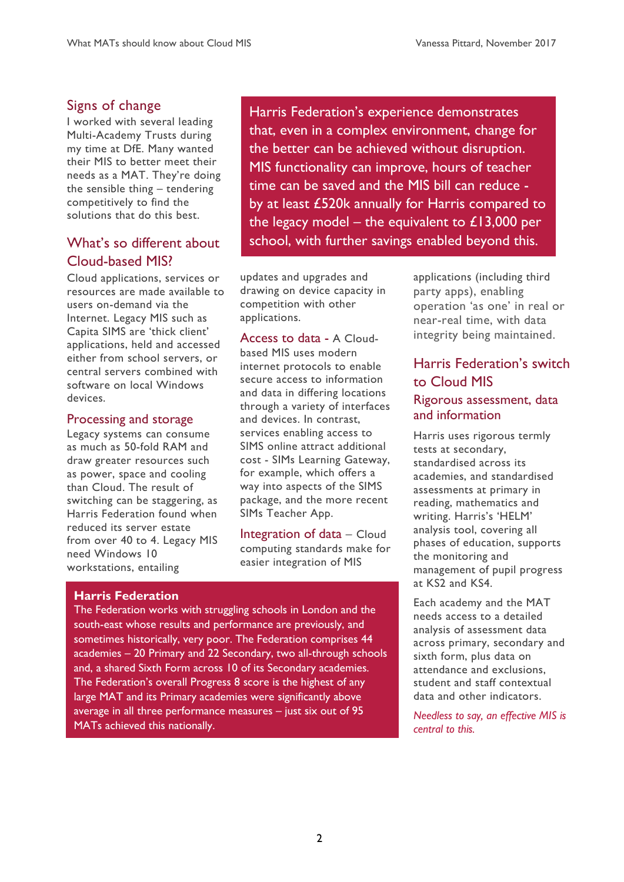## Signs of change

I worked with several leading Multi-Academy Trusts during my time at DfE. Many wanted their MIS to better meet their needs as a MAT. They're doing the sensible thing – tendering competitively to find the solutions that do this best.

**Harris Federation's experience demonstrates that, even in a complex environment, change for the better can be achieved without disruption. MIS functionality can improve, hours of teacher time can be saved and the MIS bill can reduce - by at least £520k annually for Harris compared to the legacy model – the equivalent to £13,000 per school, with further savings enabled beyond this.**

## What's so different about Cloud-based MIS?

Cloud applications, services or resources are made available to users on-demand via the Internet. Legacy MIS such as Capita SIMS are 'thick client' applications, held and accessed either from school servers, or central servers combined with software on local Windows devices.

### Processing and storage

Legacy systems can consume as much as 50-fold RAM and draw greater resources such as power, space and cooling than Cloud. The result of switching can be staggering, as Harris Federation found when reduced its server estate from over 40 to 4. Legacy MIS need Windows 10 workstations, entailing updates and upgrades and drawing on device capacity in competition with other applications.

**Access to data** - A Cloud-based MIS uses modern internet protocols to enable secure access to information and data in differing locations through a variety of interfaces and devices. In contrast, services enabling access to SIMS online attract additional cost - SIMs Learning Gateway, for example, which offers a way into aspects of the SIMS package, and the more recent SIMs Teacher App.

**Integration of data** – Cloud computing standards make for easier integration of MIS applications (including third party apps), enabling operation 'as one' in real or near-real time, with data integrity being maintained.

**Harris Federation**

The Federation works with struggling schools in London and the south-east whose results and performance are previously, and sometimes historically, very poor. The Federation comprises 44 academies – 20 Primary and 22 Secondary, two all-through schools and, a shared Sixth Form across 10 of its Secondary academies. The Federation's overall Progress 8 score is the highest of any large MAT and its Primary academies were significantly above average in all three performance measures – just six out of 95 MATs achieved this nationally.

## Harris Federation's switch to Cloud MIS

### Rigorous assessment, data and information

Harris uses rigorous termly tests at secondary, standardised across its academies, and standardised assessments at primary in reading, mathematics and writing. Harris's 'HELM' analysis tool, covering all phases of education, supports the monitoring and management of pupil progress at KS2 and KS4.

Each academy and the MAT needs access to a detailed analysis of assessment data across primary, secondary and sixth form, plus data on attendance and exclusions, student and staff contextual data and other indicators.

*Needless to say, an effective MIS is central to this.*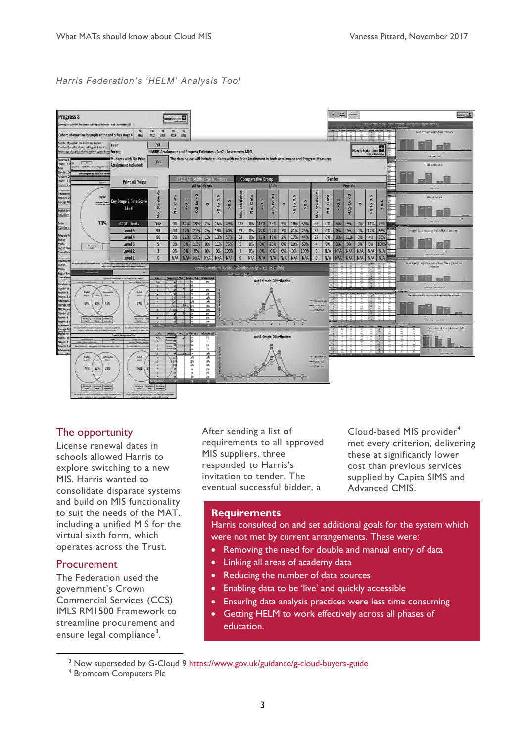*Harris Federation's 'HELM' Analysis Tool*

## The opportunity

License renewal dates in schools allowed Harris to explore switching to a new MIS. Harris wanted to consolidate disparate systems and build on MIS functionality to suit the needs of the MAT, including a unified MIS for the virtual sixth form, which operates across the Trust.

## Procurement

The Federation used the government's Crown Commercial Services (CCS) IMLS RM1500 Framework to streamline procurement and ensure legal compliance[3].

After sending a list of requirements to all approved MIS suppliers, three responded to Harris's invitation to tender. The eventual successful bidder, a Cloud-based MIS provider[4] met every criterion, delivering these at significantly lower cost than previous services supplied by Capita SIMS and Advanced CMIS.

## Requirements

Harris consulted on and set additional goals for the system which were not met by current arrangements. These were:

- Removing the need for double and manual entry of data
- Linking all areas of academy data
- Reducing the number of data sources
- Enabling data to be 'live' and quickly accessible
- Ensuring data analysis practices were less time consuming
- Getting HELM to work effectively across all phases of education.

---

[3] Now superseded by G-Cloud 9 https://www.gov.uk/guidance/g-cloud-buyers-guide

[4] Bromcom Computers Plc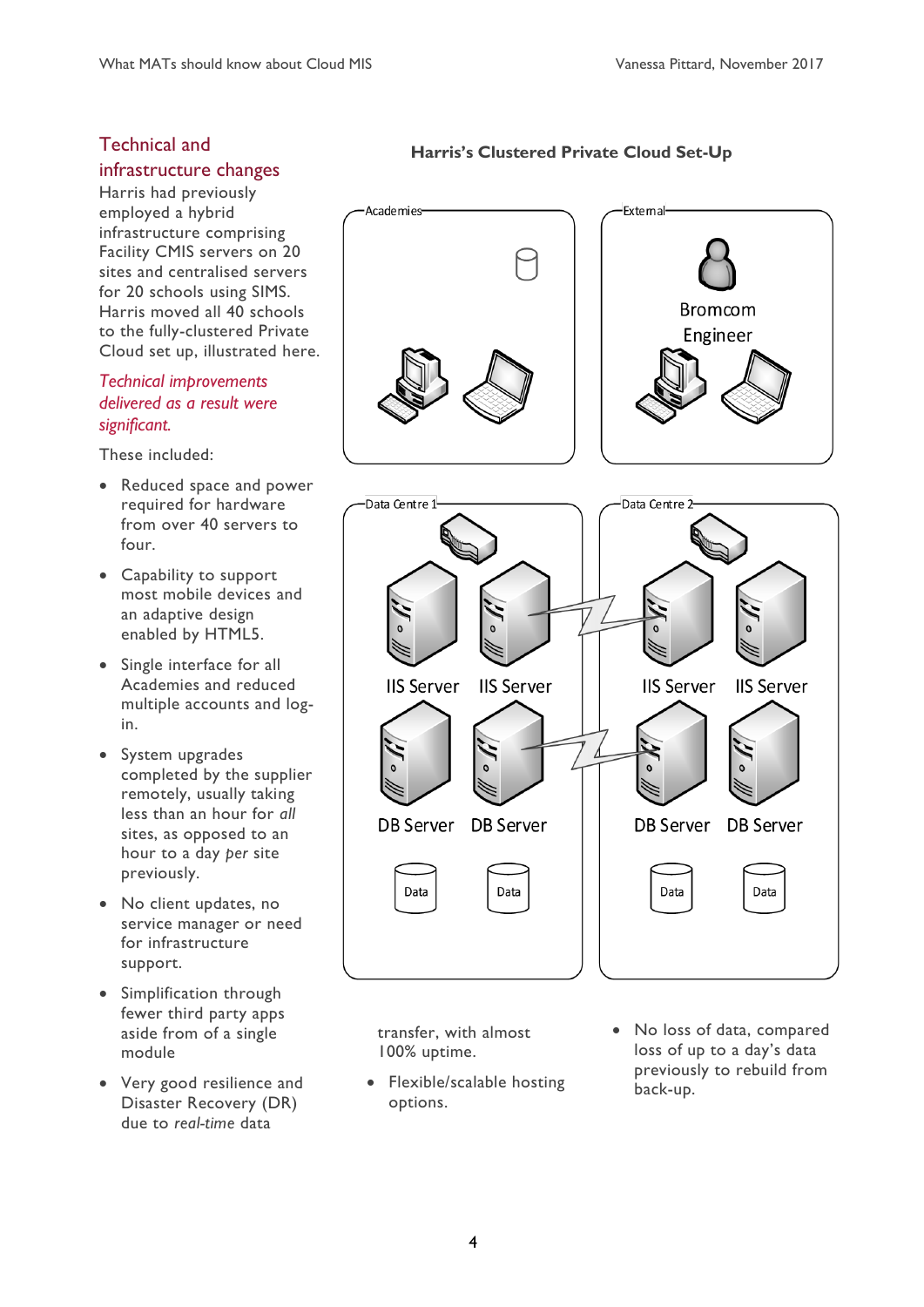## Technical and infrastructure changes

Harris had previously employed a hybrid infrastructure comprising Facility CMIS servers on 20 sites and centralised servers for 20 schools using SIMS. Harris moved all 40 schools to the fully-clustered Private Cloud set up, illustrated here.

### Harris's Clustered Private Cloud Set-Up

Academies

External

Bromcom Engineer

Data Centre 1

IIS Server IIS Server

DB Server DB Server

Data Data

Data Centre 2

IIS Server IIS Server

DB Server DB Server

Data Data

*Technical improvements delivered as a result were significant.*

These included:

- Reduced space and power required for hardware from over 40 servers to four.
- Capability to support most mobile devices and an adaptive design enabled by HTML5.
- Single interface for all Academies and reduced multiple accounts and log-in.
- System upgrades completed by the supplier remotely, usually taking less than an hour for *all* sites, as opposed to an hour to a day *per* site previously.
- No client updates, no service manager or need for infrastructure support.
- Simplification through fewer third party apps aside from of a single module
- Very good resilience and Disaster Recovery (DR) due to *real-time* data transfer, with almost 100% uptime.
- Flexible/scalable hosting options.
- No loss of data, compared loss of up to a day's data previously to rebuild from back-up.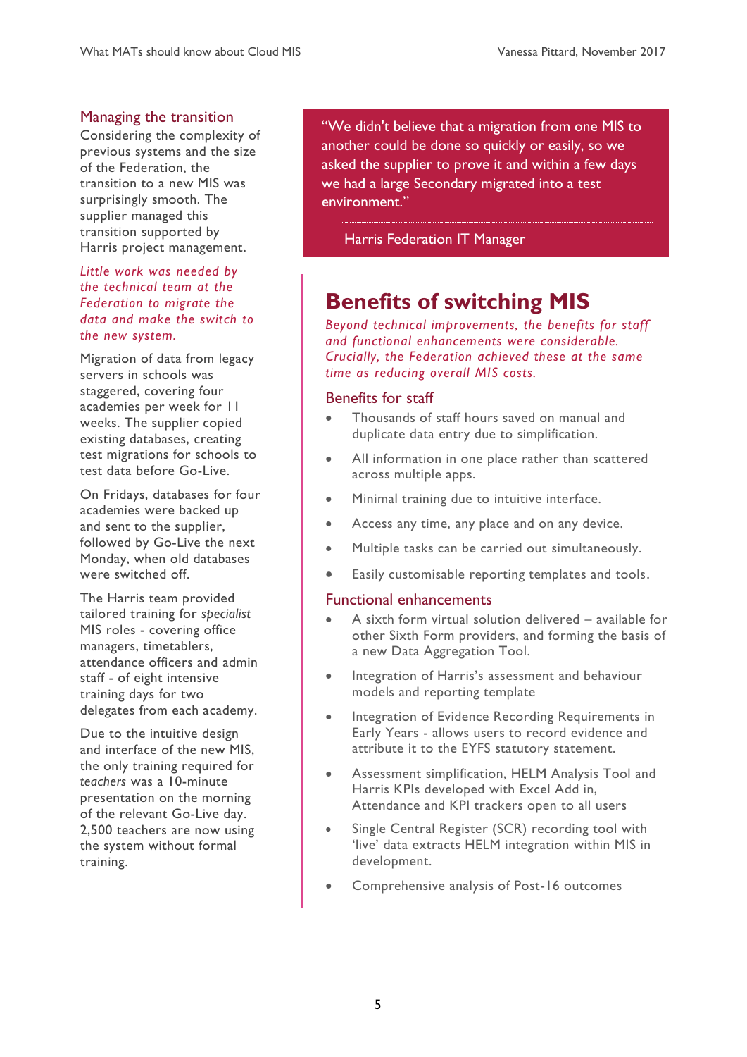## Managing the transition

Considering the complexity of previous systems and the size of the Federation, the transition to a new MIS was surprisingly smooth. The supplier managed this transition supported by Harris project management.

*Little work was needed by the technical team at the Federation to migrate the data and make the switch to the new system.*

Migration of data from legacy servers in schools was staggered, covering four academies per week for 11 weeks. The supplier copied existing databases, creating test migrations for schools to test data before Go-Live.

On Fridays, databases for four academies were backed up and sent to the supplier, followed by Go-Live the next Monday, when old databases were switched off.

The Harris team provided tailored training for *specialist* MIS roles - covering office managers, timetablers, attendance officers and admin staff - of eight intensive training days for two delegates from each academy.

Due to the intuitive design and interface of the new MIS, the only training required for *teachers* was a 10-minute presentation on the morning of the relevant Go-Live day. 2,500 teachers are now using the system without formal training.

> "We didn't believe that a migration from one MIS to another could be done so quickly or easily, so we asked the supplier to prove it and within a few days we had a large Secondary migrated into a test environment."
>
> Harris Federation IT Manager

# Benefits of switching MIS

*Beyond technical improvements, the benefits for staff and functional enhancements were considerable. Crucially, the Federation achieved these at the same time as reducing overall MIS costs.*

### Benefits for staff

- Thousands of staff hours saved on manual and duplicate data entry due to simplification.
- All information in one place rather than scattered across multiple apps.
- Minimal training due to intuitive interface.
- Access any time, any place and on any device.
- Multiple tasks can be carried out simultaneously.
- Easily customisable reporting templates and tools.

### Functional enhancements

- A sixth form virtual solution delivered – available for other Sixth Form providers, and forming the basis of a new Data Aggregation Tool.
- Integration of Harris's assessment and behaviour models and reporting template
- Integration of Evidence Recording Requirements in Early Years - allows users to record evidence and attribute it to the EYFS statutory statement.
- Assessment simplification, HELM Analysis Tool and Harris KPIs developed with Excel Add in, Attendance and KPI trackers open to all users
- Single Central Register (SCR) recording tool with 'live' data extracts HELM integration within MIS in development.
- Comprehensive analysis of Post-16 outcomes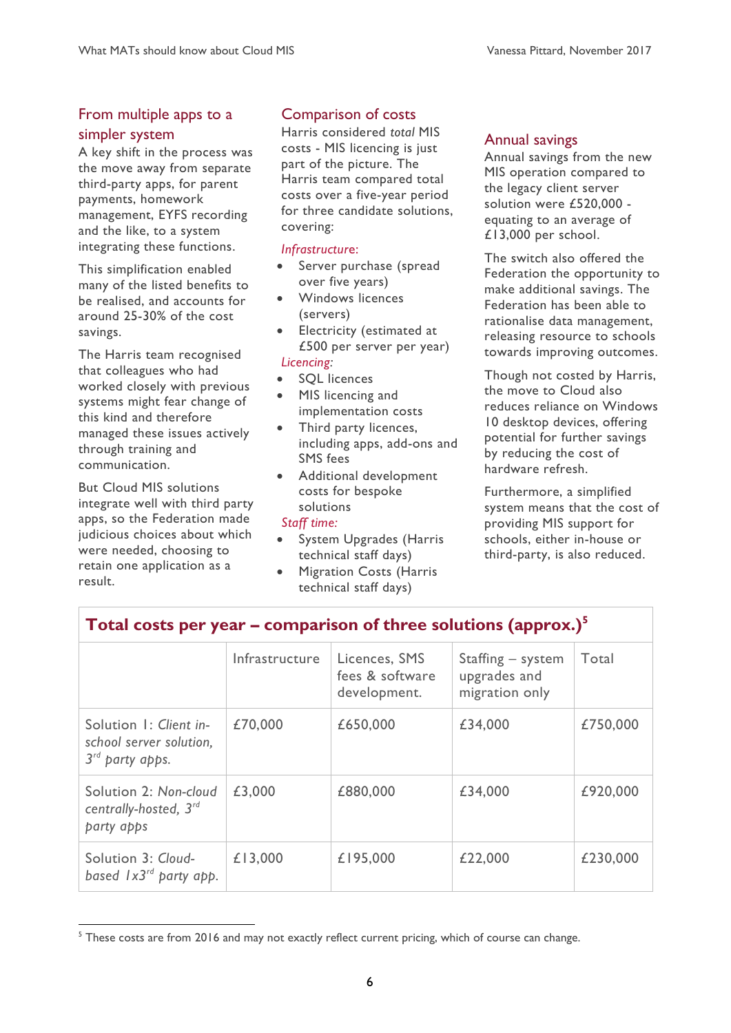## From multiple apps to a simpler system

A key shift in the process was the move away from separate third-party apps, for parent payments, homework management, EYFS recording and the like, to a system integrating these functions.

This simplification enabled many of the listed benefits to be realised, and accounts for around 25-30% of the cost savings.

The Harris team recognised that colleagues who had worked closely with previous systems might fear change of this kind and therefore managed these issues actively through training and communication.

But Cloud MIS solutions integrate well with third party apps, so the Federation made judicious choices about which were needed, choosing to retain one application as a result.

## Comparison of costs

Harris considered *total* MIS costs - MIS licencing is just part of the picture. The Harris team compared total costs over a five-year period for three candidate solutions, covering:

*Infrastructure*:

- Server purchase (spread over five years)
- Windows licences (servers)
- Electricity (estimated at £500 per server per year)

*Licencing:*

- SQL licences
- MIS licencing and implementation costs
- Third party licences, including apps, add-ons and SMS fees
- Additional development costs for bespoke solutions

*Staff time:*

- System Upgrades (Harris technical staff days)
- Migration Costs (Harris technical staff days)

## Annual savings

Annual savings from the new MIS operation compared to the legacy client server solution were £520,000 - equating to an average of £13,000 per school.

The switch also offered the Federation the opportunity to make additional savings. The Federation has been able to rationalise data management, releasing resource to schools towards improving outcomes.

Though not costed by Harris, the move to Cloud also reduces reliance on Windows 10 desktop devices, offering potential for further savings by reducing the cost of hardware refresh.

Furthermore, a simplified system means that the cost of providing MIS support for schools, either in-house or third-party, is also reduced.

**Total costs per year – comparison of three solutions (approx.)[5]**

| | Infrastructure | Licences, SMS fees & software development. | Staffing – system upgrades and migration only | Total |
|---|---|---|---|---|
| Solution 1: *Client in-school server solution, 3rd party apps.* | £70,000 | £650,000 | £34,000 | £750,000 |
| Solution 2: *Non-cloud centrally-hosted, 3rd party apps* | £3,000 | £880,000 | £34,000 | £920,000 |
| Solution 3: *Cloud-based 1x3rd party app.* | £13,000 | £195,000 | £22,000 | £230,000 |

[5] These costs are from 2016 and may not exactly reflect current pricing, which of course can change.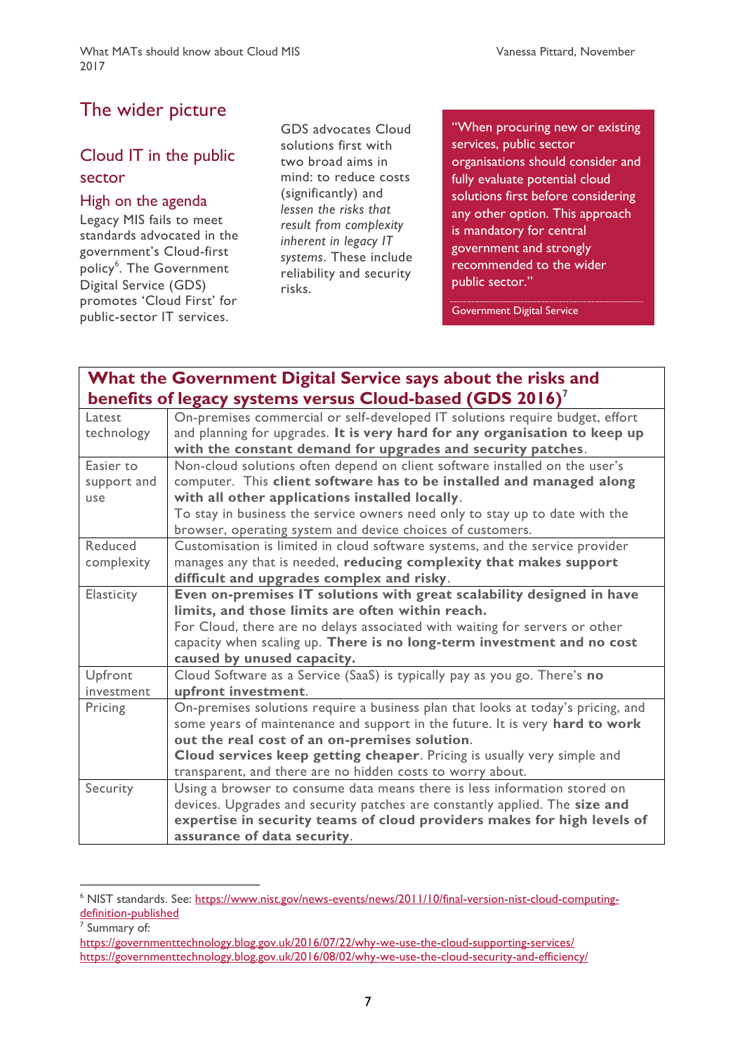# The wider picture

## Cloud IT in the public sector

### High on the agenda

Legacy MIS fails to meet standards advocated in the government's Cloud-first policy[6]. The Government Digital Service (GDS) promotes 'Cloud First' for public-sector IT services.

GDS advocates Cloud solutions first with two broad aims in mind: to reduce costs (significantly) and *lessen the risks that result from complexity inherent in legacy IT systems*. These include reliability and security risks.

> "When procuring new or existing services, public sector organisations should consider and fully evaluate potential cloud solutions first before considering any other option. This approach is mandatory for central government and strongly recommended to the wider public sector."
>
> Government Digital Service

| **What the Government Digital Service says about the risks and benefits of legacy systems versus Cloud-based (GDS 2016)[7]** | |
|---|---|
| Latest technology | On-premises commercial or self-developed IT solutions require budget, effort and planning for upgrades. **It is very hard for any organisation to keep up with the constant demand for upgrades and security patches**. |
| Easier to support and use | Non-cloud solutions often depend on client software installed on the user's computer. This **client software has to be installed and managed along with all other applications installed locally**. To stay in business the service owners need only to stay up to date with the browser, operating system and device choices of customers. |
| Reduced complexity | Customisation is limited in cloud software systems, and the service provider manages any that is needed, **reducing complexity that makes support difficult and upgrades complex and risky**. |
| Elasticity | **Even on-premises IT solutions with great scalability designed in have limits, and those limits are often within reach.** For Cloud, there are no delays associated with waiting for servers or other capacity when scaling up. **There is no long-term investment and no cost caused by unused capacity.** |
| Upfront investment | Cloud Software as a Service (SaaS) is typically pay as you go. There's **no upfront investment**. |
| Pricing | On-premises solutions require a business plan that looks at today's pricing, and some years of maintenance and support in the future. It is very **hard to work out the real cost of an on-premises solution**. **Cloud services keep getting cheaper**. Pricing is usually very simple and transparent, and there are no hidden costs to worry about. |
| Security | Using a browser to consume data means there is less information stored on devices. Upgrades and security patches are constantly applied. The **size and expertise in security teams of cloud providers makes for high levels of assurance of data security**. |

---

[6] NIST standards. See: https://www.nist.gov/news-events/news/2011/10/final-version-nist-cloud-computing-definition-published

[7] Summary of:
https://governmenttechnology.blog.gov.uk/2016/07/22/why-we-use-the-cloud-supporting-services/
https://governmenttechnology.blog.gov.uk/2016/08/02/why-we-use-the-cloud-security-and-efficiency/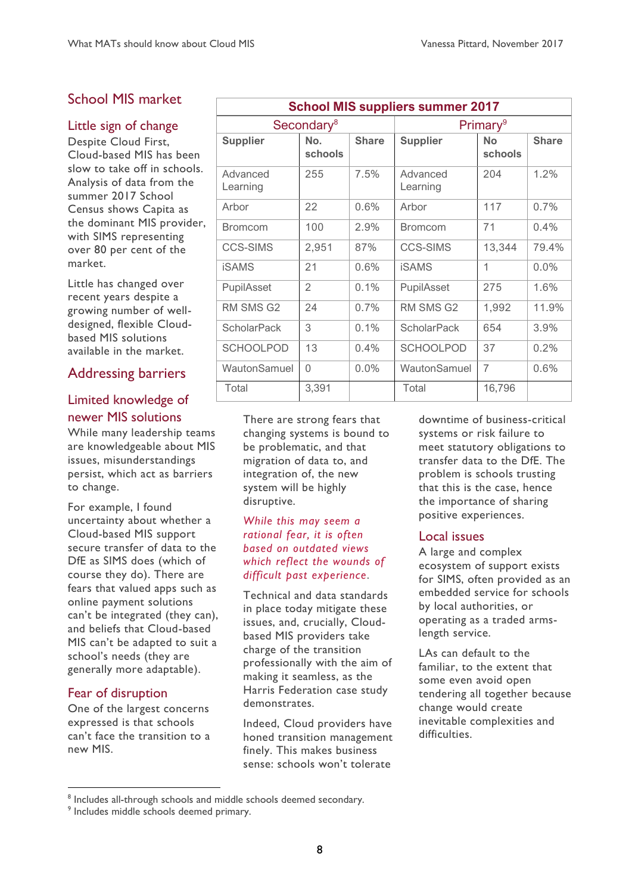## School MIS market

### Little sign of change

Despite Cloud First, Cloud-based MIS has been slow to take off in schools. Analysis of data from the summer 2017 School Census shows Capita as the dominant MIS provider, with SIMS representing over 80 per cent of the market.

Little has changed over recent years despite a growing number of well-designed, flexible Cloud-based MIS solutions available in the market.

| School MIS suppliers summer 2017 | | | | | |
|---|---|---|---|---|---|
| Secondary[8] | | | Primary[9] | | |
| **Supplier** | **No. schools** | **Share** | **Supplier** | **No schools** | **Share** |
| Advanced Learning | 255 | 7.5% | Advanced Learning | 204 | 1.2% |
| Arbor | 22 | 0.6% | Arbor | 117 | 0.7% |
| Bromcom | 100 | 2.9% | Bromcom | 71 | 0.4% |
| CCS-SIMS | 2,951 | 87% | CCS-SIMS | 13,344 | 79.4% |
| iSAMS | 21 | 0.6% | iSAMS | 1 | 0.0% |
| PupilAsset | 2 | 0.1% | PupilAsset | 275 | 1.6% |
| RM SMS G2 | 24 | 0.7% | RM SMS G2 | 1,992 | 11.9% |
| ScholarPack | 3 | 0.1% | ScholarPack | 654 | 3.9% |
| SCHOOLPOD | 13 | 0.4% | SCHOOLPOD | 37 | 0.2% |
| WautonSamuel | 0 | 0.0% | WautonSamuel | 7 | 0.6% |
| Total | 3,391 | | Total | 16,796 | |

## Addressing barriers

### Limited knowledge of newer MIS solutions

While many leadership teams are knowledgeable about MIS issues, misunderstandings persist, which act as barriers to change.

For example, I found uncertainty about whether a Cloud-based MIS support secure transfer of data to the DfE as SIMS does (which of course they do). There are fears that valued apps such as online payment solutions can't be integrated (they can), and beliefs that Cloud-based MIS can't be adapted to suit a school's needs (they are generally more adaptable).

### Fear of disruption

One of the largest concerns expressed is that schools can't face the transition to a new MIS.

There are strong fears that changing systems is bound to be problematic, and that migration of data to, and integration of, the new system will be highly disruptive.

*While this may seem a rational fear, it is often based on outdated views which reflect the wounds of difficult past experience.*

Technical and data standards in place today mitigate these issues, and, crucially, Cloud-based MIS providers take charge of the transition professionally with the aim of making it seamless, as the Harris Federation case study demonstrates.

Indeed, Cloud providers have honed transition management finely. This makes business sense: schools won't tolerate downtime of business-critical systems or risk failure to meet statutory obligations to transfer data to the DfE. The problem is schools trusting that this is the case, hence the importance of sharing positive experiences.

### Local issues

A large and complex ecosystem of support exists for SIMS, often provided as an embedded service for schools by local authorities, or operating as a traded arms-length service.

LAs can default to the familiar, to the extent that some even avoid open tendering all together because change would create inevitable complexities and difficulties.

---

[8] Includes all-through schools and middle schools deemed secondary.

[9] Includes middle schools deemed primary.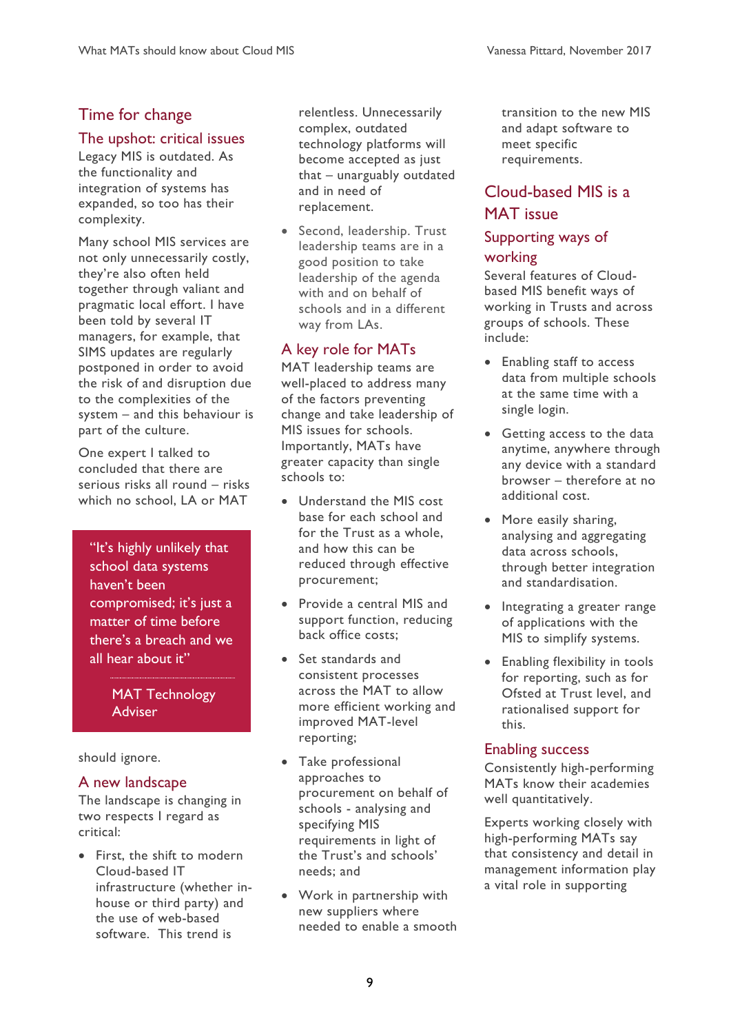## Time for change

### The upshot: critical issues

Legacy MIS is outdated. As the functionality and integration of systems has expanded, so too has their complexity.

Many school MIS services are not only unnecessarily costly, they're also often held together through valiant and pragmatic local effort. I have been told by several IT managers, for example, that SIMS updates are regularly postponed in order to avoid the risk of and disruption due to the complexities of the system – and this behaviour is part of the culture.

One expert I talked to concluded that there are serious risks all round – risks which no school, LA or MAT should ignore.

> "It's highly unlikely that school data systems haven't been compromised; it's just a matter of time before there's a breach and we all hear about it"
>
> MAT Technology Adviser

### A new landscape

The landscape is changing in two respects I regard as critical:

- First, the shift to modern Cloud-based IT infrastructure (whether in-house or third party) and the use of web-based software. This trend is relentless. Unnecessarily complex, outdated technology platforms will become accepted as just that – unarguably outdated and in need of replacement.
- Second, leadership. Trust leadership teams are in a good position to take leadership of the agenda with and on behalf of schools and in a different way from LAs.

### A key role for MATs

MAT leadership teams are well-placed to address many of the factors preventing change and take leadership of MIS issues for schools. Importantly, MATs have greater capacity than single schools to:

- Understand the MIS cost base for each school and for the Trust as a whole, and how this can be reduced through effective procurement;
- Provide a central MIS and support function, reducing back office costs;
- Set standards and consistent processes across the MAT to allow more efficient working and improved MAT-level reporting;
- Take professional approaches to procurement on behalf of schools - analysing and specifying MIS requirements in light of the Trust's and schools' needs; and
- Work in partnership with new suppliers where needed to enable a smooth transition to the new MIS and adapt software to meet specific requirements.

## Cloud-based MIS is a MAT issue

### Supporting ways of working

Several features of Cloud-based MIS benefit ways of working in Trusts and across groups of schools. These include:

- Enabling staff to access data from multiple schools at the same time with a single login.
- Getting access to the data anytime, anywhere through any device with a standard browser – therefore at no additional cost.
- More easily sharing, analysing and aggregating data across schools, through better integration and standardisation.
- Integrating a greater range of applications with the MIS to simplify systems.
- Enabling flexibility in tools for reporting, such as for Ofsted at Trust level, and rationalised support for this.

### Enabling success

Consistently high-performing MATs know their academies well quantitatively.

Experts working closely with high-performing MATs say that consistency and detail in management information play a vital role in supporting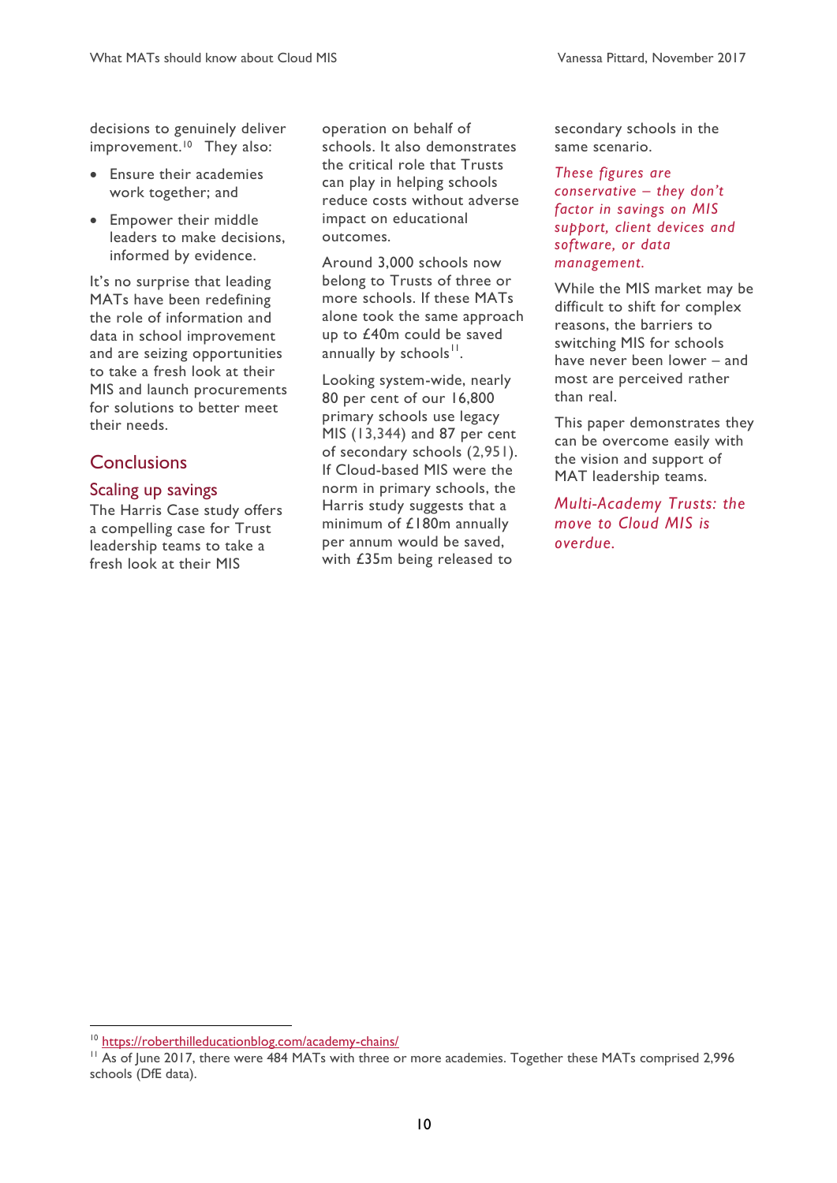decisions to genuinely deliver improvement.[10] They also:

- Ensure their academies work together; and
- Empower their middle leaders to make decisions, informed by evidence.

It's no surprise that leading MATs have been redefining the role of information and data in school improvement and are seizing opportunities to take a fresh look at their MIS and launch procurements for solutions to better meet their needs.

## Conclusions

### Scaling up savings

The Harris Case study offers a compelling case for Trust leadership teams to take a fresh look at their MIS operation on behalf of schools. It also demonstrates the critical role that Trusts can play in helping schools reduce costs without adverse impact on educational outcomes.

Around 3,000 schools now belong to Trusts of three or more schools. If these MATs alone took the same approach up to £40m could be saved annually by schools[11].

Looking system-wide, nearly 80 per cent of our 16,800 primary schools use legacy MIS (13,344) and 87 per cent of secondary schools (2,951). If Cloud-based MIS were the norm in primary schools, the Harris study suggests that a minimum of £180m annually per annum would be saved, with £35m being released to secondary schools in the same scenario.

*These figures are conservative – they don't factor in savings on MIS support, client devices and software, or data management.*

While the MIS market may be difficult to shift for complex reasons, the barriers to switching MIS for schools have never been lower – and most are perceived rather than real.

This paper demonstrates they can be overcome easily with the vision and support of MAT leadership teams.

*Multi-Academy Trusts: the move to Cloud MIS is overdue.*

---

[10] https://roberthilleducationblog.com/academy-chains/

[11] As of June 2017, there were 484 MATs with three or more academies. Together these MATs comprised 2,996 schools (DfE data).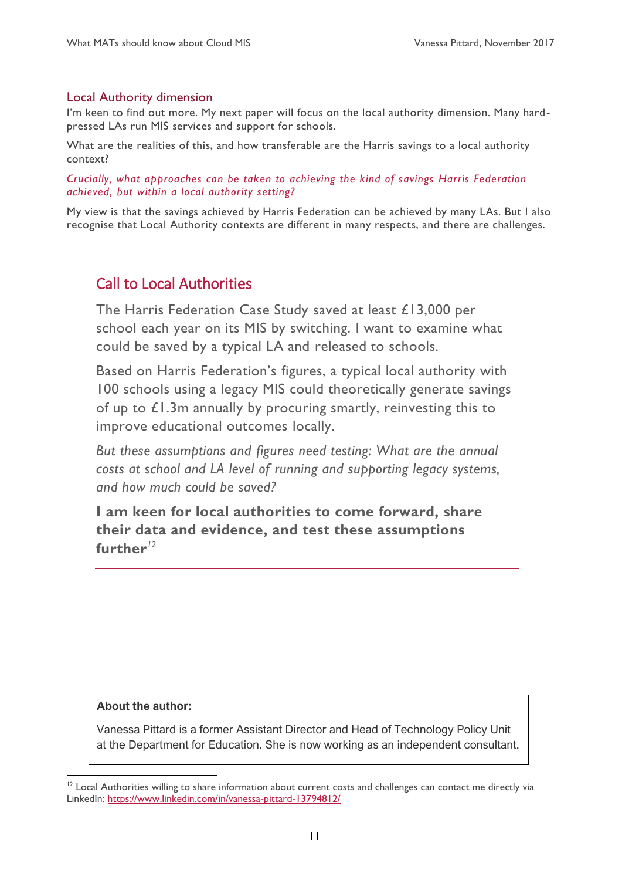## Local Authority dimension

I'm keen to find out more. My next paper will focus on the local authority dimension. Many hard-pressed LAs run MIS services and support for schools.

What are the realities of this, and how transferable are the Harris savings to a local authority context?

*Crucially, what approaches can be taken to achieving the kind of savings Harris Federation achieved, but within a local authority setting?*

My view is that the savings achieved by Harris Federation can be achieved by many LAs. But I also recognise that Local Authority contexts are different in many respects, and there are challenges.

---

## Call to Local Authorities

The Harris Federation Case Study saved at least £13,000 per school each year on its MIS by switching. I want to examine what could be saved by a typical LA and released to schools.

Based on Harris Federation's figures, a typical local authority with 100 schools using a legacy MIS could theoretically generate savings of up to £1.3m annually by procuring smartly, reinvesting this to improve educational outcomes locally.

*But these assumptions and figures need testing: What are the annual costs at school and LA level of running and supporting legacy systems, and how much could be saved?*

**I am keen for local authorities to come forward, share their data and evidence, and test these assumptions further**[12]

---

**About the author:**

Vanessa Pittard is a former Assistant Director and Head of Technology Policy Unit at the Department for Education. She is now working as an independent consultant.

---

[12] Local Authorities willing to share information about current costs and challenges can contact me directly via LinkedIn: https://www.linkedin.com/in/vanessa-pittard-13794812/